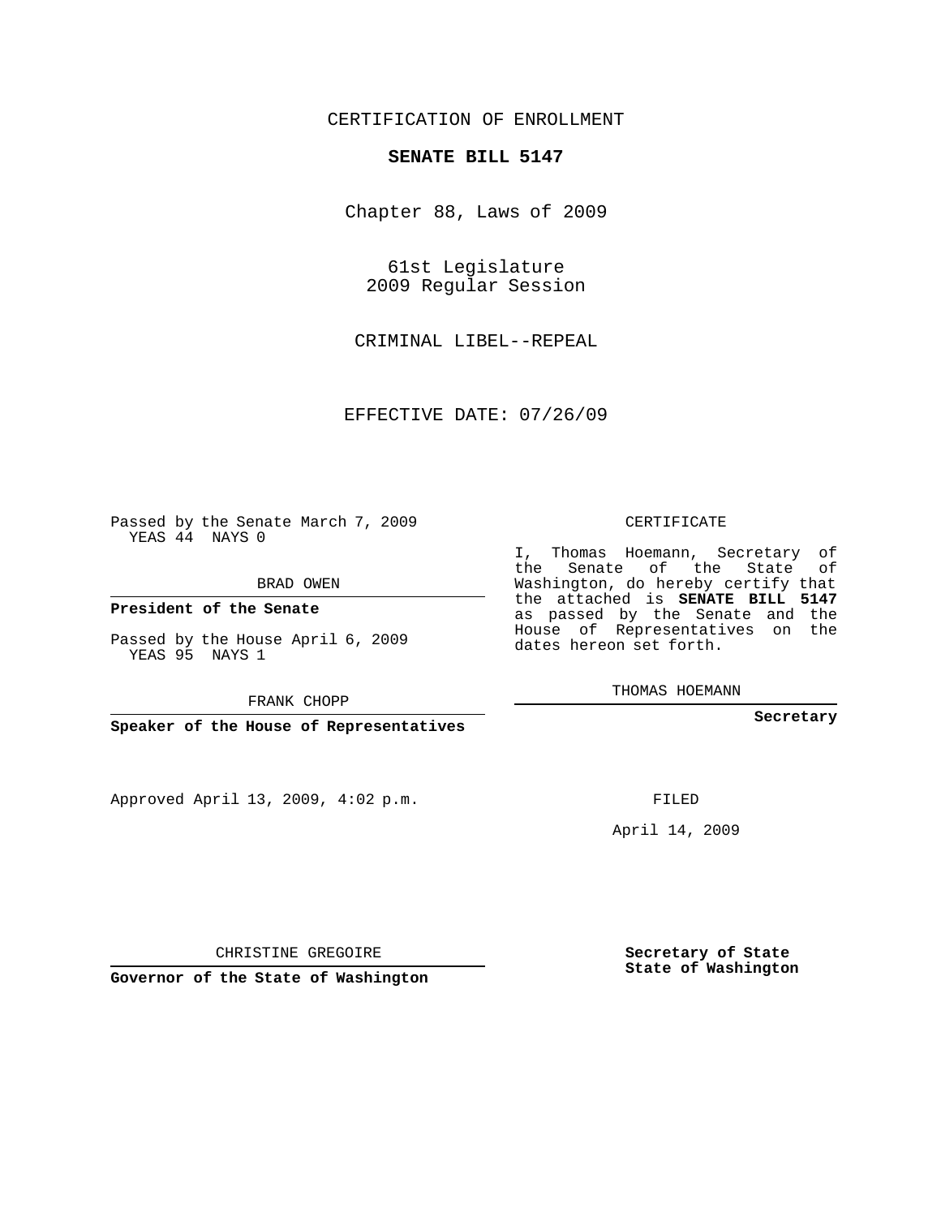CERTIFICATION OF ENROLLMENT

**SENATE BILL 5147**

Chapter 88, Laws of 2009

61st Legislature
2009 Regular Session

CRIMINAL LIBEL--REPEAL

EFFECTIVE DATE: 07/26/09

Passed by the Senate March 7, 2009
YEAS 44 NAYS 0

BRAD OWEN

**President of the Senate**

Passed by the House April 6, 2009
YEAS 95 NAYS 1

FRANK CHOPP

**Speaker of the House of Representatives**

CERTIFICATE

I, Thomas Hoemann, Secretary of the Senate of the State of Washington, do hereby certify that the attached is **SENATE BILL 5147** as passed by the Senate and the House of Representatives on the dates hereon set forth.

THOMAS HOEMANN

**Secretary**

Approved April 13, 2009, 4:02 p.m.

FILED

April 14, 2009

CHRISTINE GREGOIRE

**Governor of the State of Washington**

**Secretary of State**
**State of Washington**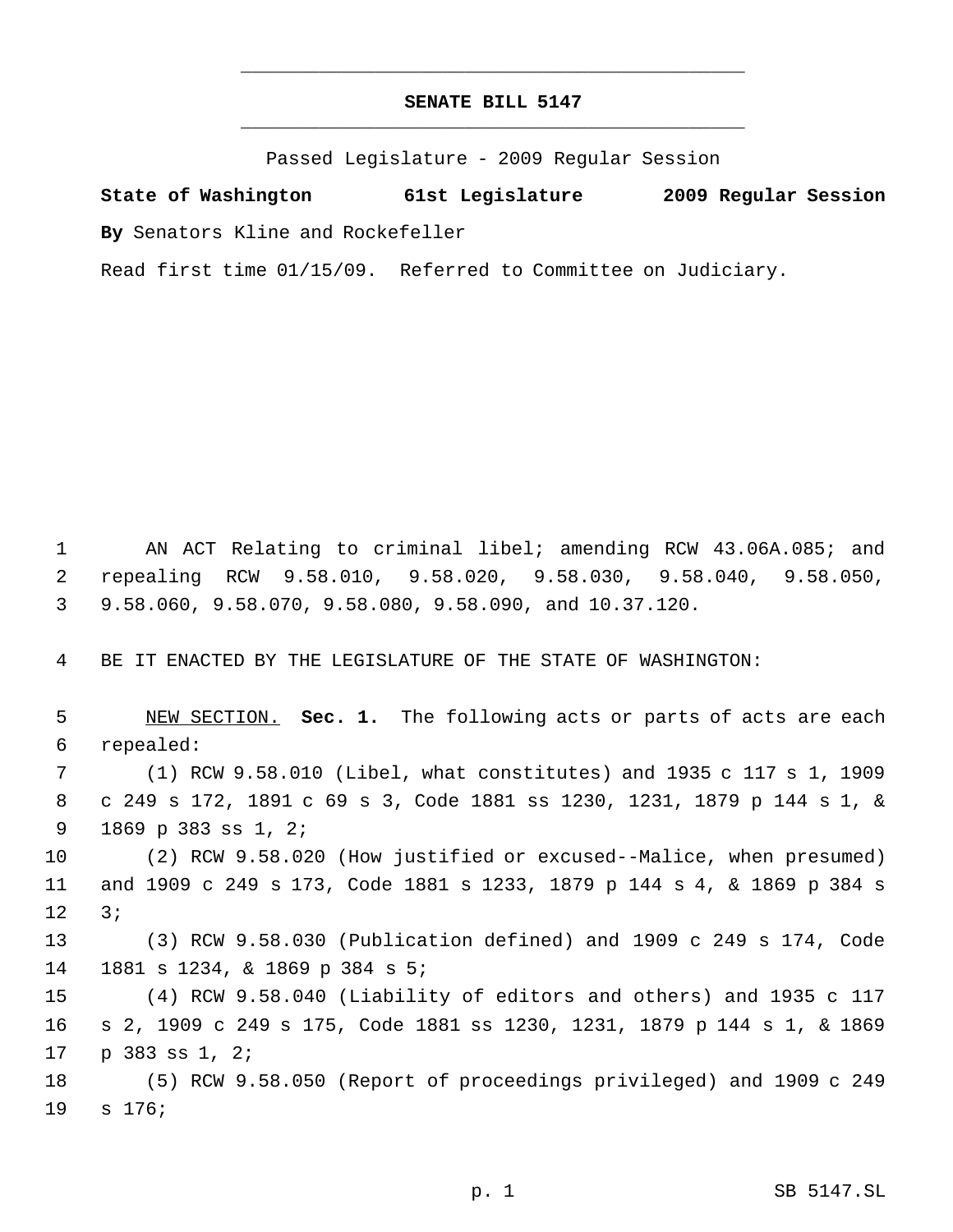# SENATE BILL 5147

Passed Legislature - 2009 Regular Session

**State of Washington 61st Legislature 2009 Regular Session**

**By** Senators Kline and Rockefeller

Read first time 01/15/09. Referred to Committee on Judiciary.

AN ACT Relating to criminal libel; amending RCW 43.06A.085; and repealing RCW 9.58.010, 9.58.020, 9.58.030, 9.58.040, 9.58.050, 9.58.060, 9.58.070, 9.58.080, 9.58.090, and 10.37.120.

BE IT ENACTED BY THE LEGISLATURE OF THE STATE OF WASHINGTON:

NEW SECTION. **Sec. 1.** The following acts or parts of acts are each repealed:

(1) RCW 9.58.010 (Libel, what constitutes) and 1935 c 117 s 1, 1909 c 249 s 172, 1891 c 69 s 3, Code 1881 ss 1230, 1231, 1879 p 144 s 1, & 1869 p 383 ss 1, 2;

(2) RCW 9.58.020 (How justified or excused--Malice, when presumed) and 1909 c 249 s 173, Code 1881 s 1233, 1879 p 144 s 4, & 1869 p 384 s 3;

(3) RCW 9.58.030 (Publication defined) and 1909 c 249 s 174, Code 1881 s 1234, & 1869 p 384 s 5;

(4) RCW 9.58.040 (Liability of editors and others) and 1935 c 117 s 2, 1909 c 249 s 175, Code 1881 ss 1230, 1231, 1879 p 144 s 1, & 1869 p 383 ss 1, 2;

(5) RCW 9.58.050 (Report of proceedings privileged) and 1909 c 249 s 176;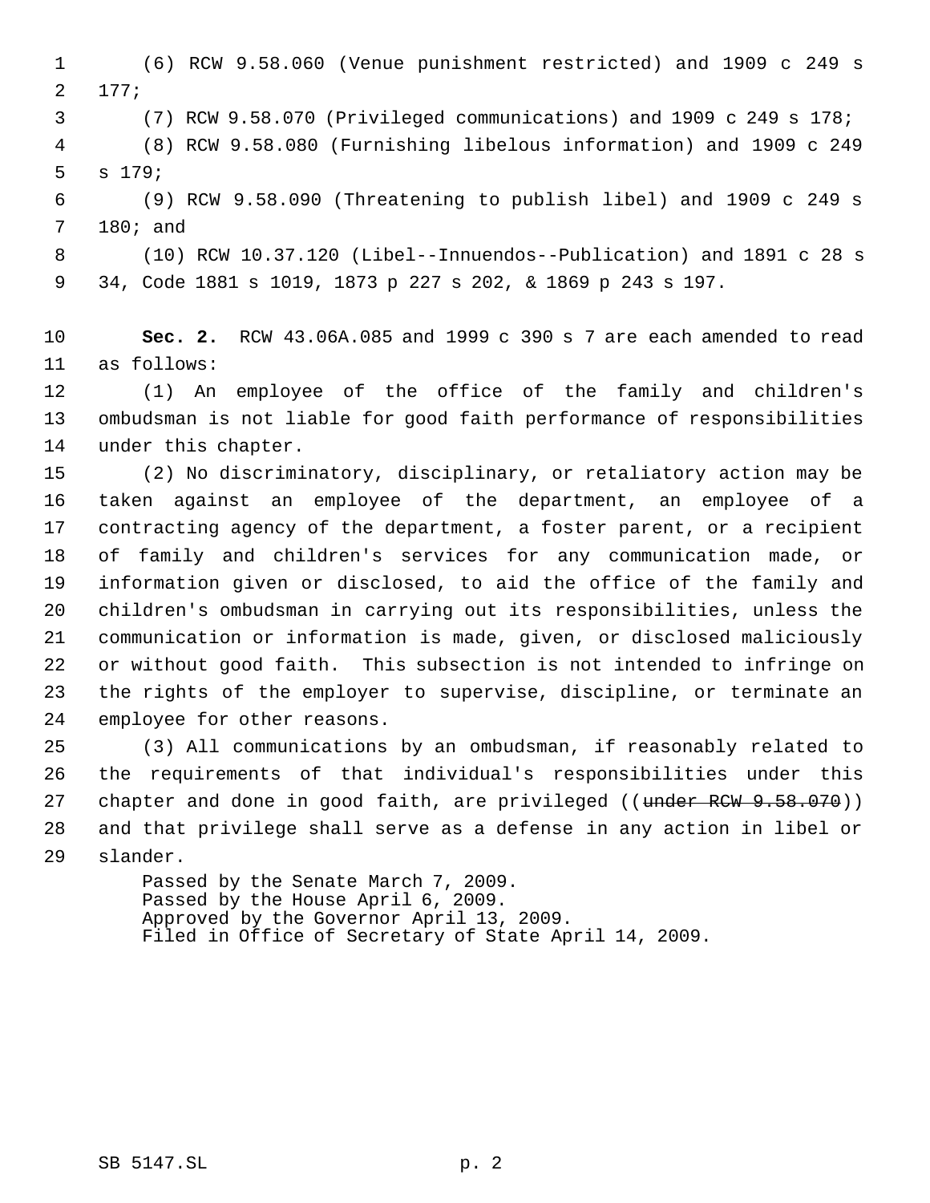(6) RCW 9.58.060 (Venue punishment restricted) and 1909 c 249 s 177;

(7) RCW 9.58.070 (Privileged communications) and 1909 c 249 s 178;

(8) RCW 9.58.080 (Furnishing libelous information) and 1909 c 249 s 179;

(9) RCW 9.58.090 (Threatening to publish libel) and 1909 c 249 s 180; and

(10) RCW 10.37.120 (Libel--Innuendos--Publication) and 1891 c 28 s 34, Code 1881 s 1019, 1873 p 227 s 202, & 1869 p 243 s 197.

**Sec. 2.** RCW 43.06A.085 and 1999 c 390 s 7 are each amended to read as follows:

(1) An employee of the office of the family and children's ombudsman is not liable for good faith performance of responsibilities under this chapter.

(2) No discriminatory, disciplinary, or retaliatory action may be taken against an employee of the department, an employee of a contracting agency of the department, a foster parent, or a recipient of family and children's services for any communication made, or information given or disclosed, to aid the office of the family and children's ombudsman in carrying out its responsibilities, unless the communication or information is made, given, or disclosed maliciously or without good faith. This subsection is not intended to infringe on the rights of the employer to supervise, discipline, or terminate an employee for other reasons.

(3) All communications by an ombudsman, if reasonably related to the requirements of that individual's responsibilities under this chapter and done in good faith, are privileged ((~~under RCW 9.58.070~~)) and that privilege shall serve as a defense in any action in libel or slander.

Passed by the Senate March 7, 2009.
Passed by the House April 6, 2009.
Approved by the Governor April 13, 2009.
Filed in Office of Secretary of State April 14, 2009.